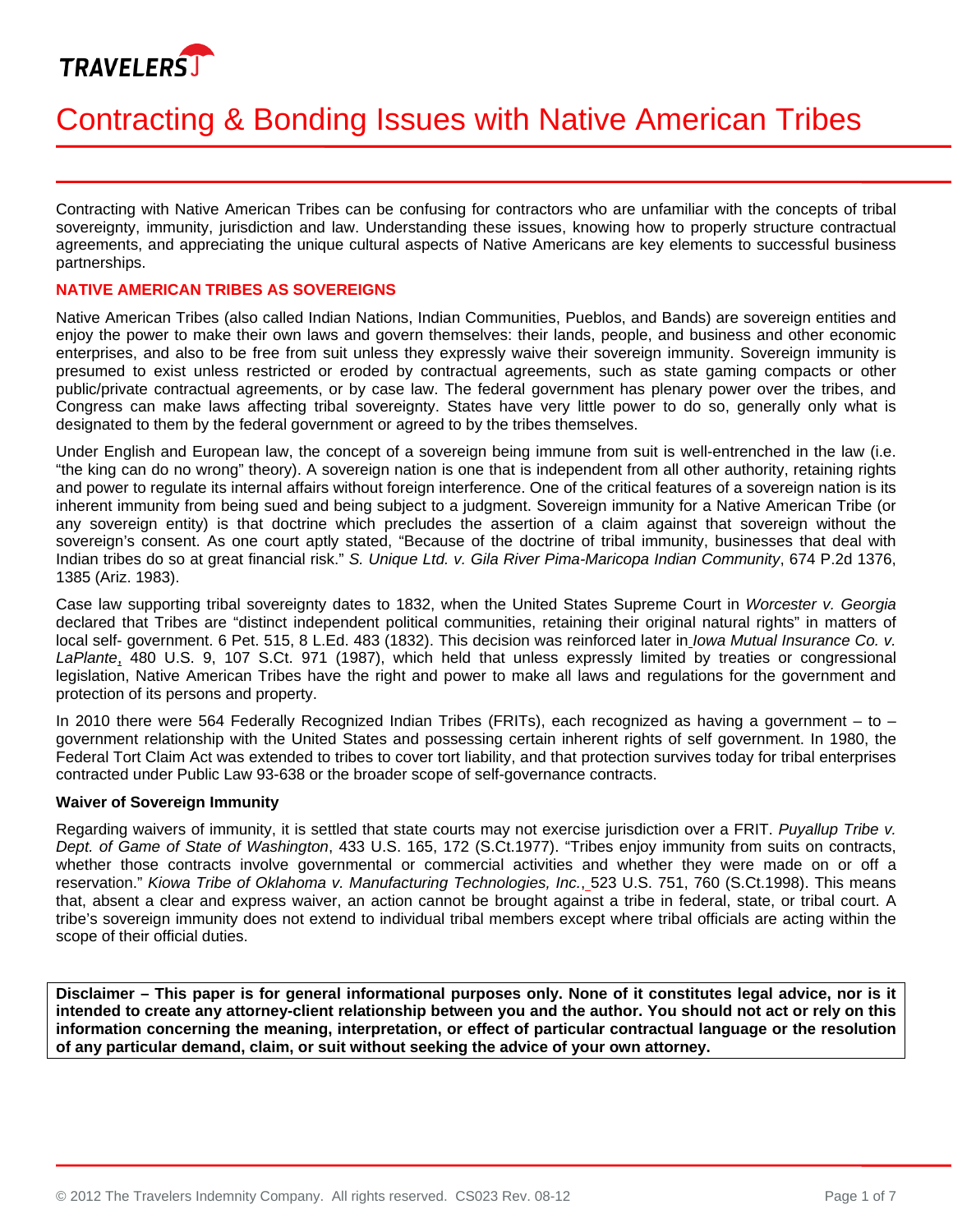# Contracting & Bonding Issues with Native American Tribes

Contracting with Native American Tribes can be confusing for contractors who are unfamiliar with the concepts of tribal sovereignty, immunity, jurisdiction and law. Understanding these issues, knowing how to properly structure contractual agreements, and appreciating the unique cultural aspects of Native Americans are key elements to successful business partnerships.

## NATIVE AMERICAN TRIBES AS SOVEREIGNS

Native American Tribes (also called Indian Nations, Indian Communities, Pueblos, and Bands) are sovereign entities and enjoy the power to make their own laws and govern themselves: their lands, people, and business and other economic enterprises, and also to be free from suit unless they expressly waive their sovereign immunity. Sovereign immunity is presumed to exist unless restricted or eroded by contractual agreements, such as state gaming compacts or other public/private contractual agreements, or by case law. The federal government has plenary power over the tribes, and Congress can make laws affecting tribal sovereignty. States have very little power to do so, generally only what is designated to them by the federal government or agreed to by the tribes themselves.

Under English and European law, the concept of a sovereign being immune from suit is well-entrenched in the law (i.e. "the king can do no wrong" theory). A sovereign nation is one that is independent from all other authority, retaining rights and power to regulate its internal affairs without foreign interference. One of the critical features of a sovereign nation is its inherent immunity from being sued and being subject to a judgment. Sovereign immunity for a Native American Tribe (or any sovereign entity) is that doctrine which precludes the assertion of a claim against that sovereign without the sovereign's consent. As one court aptly stated, "Because of the doctrine of tribal immunity, businesses that deal with Indian tribes do so at great financial risk." *S. Unique Ltd. v. Gila River Pima-Maricopa Indian Community*, 674 P.2d 1376, 1385 (Ariz. 1983).

Case law supporting tribal sovereignty dates to 1832, when the United States Supreme Court in *Worcester v. Georgia* declared that Tribes are "distinct independent political communities, retaining their original natural rights" in matters of local self- government. 6 Pet. 515, 8 L.Ed. 483 (1832). This decision was reinforced later in *Iowa Mutual Insurance Co. v. LaPlante*, 480 U.S. 9, 107 S.Ct. 971 (1987), which held that unless expressly limited by treaties or congressional legislation, Native American Tribes have the right and power to make all laws and regulations for the government and protection of its persons and property.

In 2010 there were 564 Federally Recognized Indian Tribes (FRITs), each recognized as having a government – to – government relationship with the United States and possessing certain inherent rights of self government. In 1980, the Federal Tort Claim Act was extended to tribes to cover tort liability, and that protection survives today for tribal enterprises contracted under Public Law 93-638 or the broader scope of self-governance contracts.

### Waiver of Sovereign Immunity

Regarding waivers of immunity, it is settled that state courts may not exercise jurisdiction over a FRIT. *Puyallup Tribe v. Dept. of Game of State of Washington*, 433 U.S. 165, 172 (S.Ct.1977). "Tribes enjoy immunity from suits on contracts, whether those contracts involve governmental or commercial activities and whether they were made on or off a reservation." *Kiowa Tribe of Oklahoma v. Manufacturing Technologies, Inc.*, 523 U.S. 751, 760 (S.Ct.1998). This means that, absent a clear and express waiver, an action cannot be brought against a tribe in federal, state, or tribal court. A tribe's sovereign immunity does not extend to individual tribal members except where tribal officials are acting within the scope of their official duties.

**Disclaimer – This paper is for general informational purposes only. None of it constitutes legal advice, nor is it intended to create any attorney-client relationship between you and the author. You should not act or rely on this information concerning the meaning, interpretation, or effect of particular contractual language or the resolution of any particular demand, claim, or suit without seeking the advice of your own attorney.**

© 2012 The Travelers Indemnity Company. All rights reserved. CS023 Rev. 08-12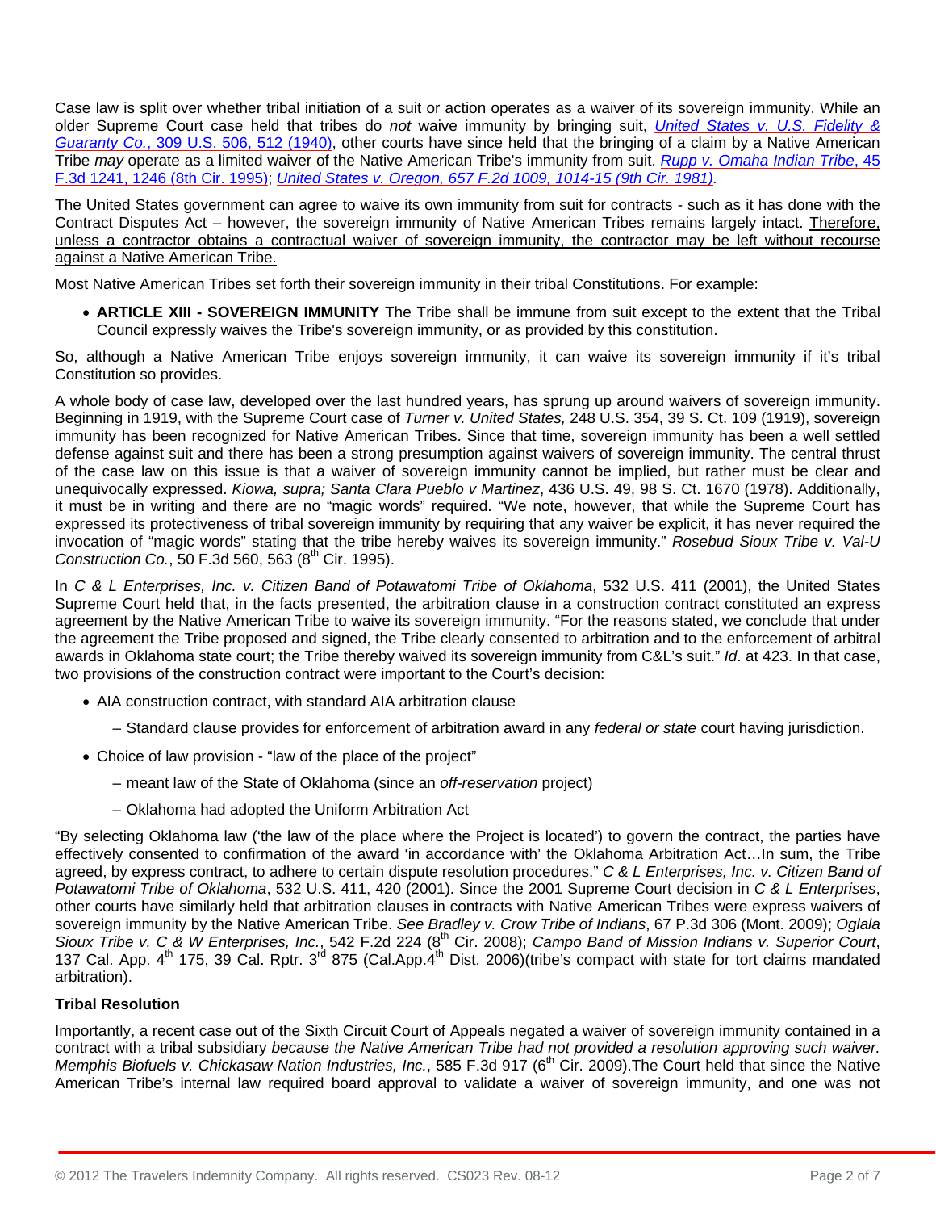Case law is split over whether tribal initiation of a suit or action operates as a waiver of its sovereign immunity. While an older Supreme Court case held that tribes do *not* waive immunity by bringing suit, [*United States v. U.S. Fidelity & Guaranty Co.*, 309 U.S. 506, 512 (1940)], other courts have since held that the bringing of a claim by a Native American Tribe *may* operate as a limited waiver of the Native American Tribe's immunity from suit. [*Rupp v. Omaha Indian Tribe*, 45 F.3d 1241, 1246 (8th Cir. 1995)]; [*United States v. Oregon, 657 F.2d 1009, 1014-15 (9th Cir. 1981)*].

The United States government can agree to waive its own immunity from suit for contracts - such as it has done with the Contract Disputes Act – however, the sovereign immunity of Native American Tribes remains largely intact. Therefore, unless a contractor obtains a contractual waiver of sovereign immunity, the contractor may be left without recourse against a Native American Tribe.

Most Native American Tribes set forth their sovereign immunity in their tribal Constitutions. For example:

- **ARTICLE XIII - SOVEREIGN IMMUNITY** The Tribe shall be immune from suit except to the extent that the Tribal Council expressly waives the Tribe's sovereign immunity, or as provided by this constitution.

So, although a Native American Tribe enjoys sovereign immunity, it can waive its sovereign immunity if it's tribal Constitution so provides.

A whole body of case law, developed over the last hundred years, has sprung up around waivers of sovereign immunity. Beginning in 1919, with the Supreme Court case of *Turner v. United States,* 248 U.S. 354, 39 S. Ct. 109 (1919), sovereign immunity has been recognized for Native American Tribes. Since that time, sovereign immunity has been a well settled defense against suit and there has been a strong presumption against waivers of sovereign immunity. The central thrust of the case law on this issue is that a waiver of sovereign immunity cannot be implied, but rather must be clear and unequivocally expressed. *Kiowa, supra; Santa Clara Pueblo v Martinez*, 436 U.S. 49, 98 S. Ct. 1670 (1978). Additionally, it must be in writing and there are no "magic words" required. "We note, however, that while the Supreme Court has expressed its protectiveness of tribal sovereign immunity by requiring that any waiver be explicit, it has never required the invocation of "magic words" stating that the tribe hereby waives its sovereign immunity." *Rosebud Sioux Tribe v. Val-U Construction Co.*, 50 F.3d 560, 563 (8th Cir. 1995).

In *C & L Enterprises, Inc. v. Citizen Band of Potawatomi Tribe of Oklahoma*, 532 U.S. 411 (2001), the United States Supreme Court held that, in the facts presented, the arbitration clause in a construction contract constituted an express agreement by the Native American Tribe to waive its sovereign immunity. "For the reasons stated, we conclude that under the agreement the Tribe proposed and signed, the Tribe clearly consented to arbitration and to the enforcement of arbitral awards in Oklahoma state court; the Tribe thereby waived its sovereign immunity from C&L's suit." *Id*. at 423. In that case, two provisions of the construction contract were important to the Court's decision:

- AIA construction contract, with standard AIA arbitration clause
  - Standard clause provides for enforcement of arbitration award in any *federal or state* court having jurisdiction.
- Choice of law provision - "law of the place of the project"
  - meant law of the State of Oklahoma (since an *off-reservation* project)
  - Oklahoma had adopted the Uniform Arbitration Act

"By selecting Oklahoma law ('the law of the place where the Project is located') to govern the contract, the parties have effectively consented to confirmation of the award 'in accordance with' the Oklahoma Arbitration Act…In sum, the Tribe agreed, by express contract, to adhere to certain dispute resolution procedures." *C & L Enterprises, Inc. v. Citizen Band of Potawatomi Tribe of Oklahoma*, 532 U.S. 411, 420 (2001). Since the 2001 Supreme Court decision in *C & L Enterprises*, other courts have similarly held that arbitration clauses in contracts with Native American Tribes were express waivers of sovereign immunity by the Native American Tribe. *See Bradley v. Crow Tribe of Indians*, 67 P.3d 306 (Mont. 2009); *Oglala Sioux Tribe v. C & W Enterprises, Inc.*, 542 F.2d 224 (8th Cir. 2008); *Campo Band of Mission Indians v. Superior Court*, 137 Cal. App. 4th 175, 39 Cal. Rptr. 3rd 875 (Cal.App.4th Dist. 2006)(tribe's compact with state for tort claims mandated arbitration).

### Tribal Resolution

Importantly, a recent case out of the Sixth Circuit Court of Appeals negated a waiver of sovereign immunity contained in a contract with a tribal subsidiary *because the Native American Tribe had not provided a resolution approving such waiver. Memphis Biofuels v. Chickasaw Nation Industries, Inc.*, 585 F.3d 917 (6th Cir. 2009).The Court held that since the Native American Tribe's internal law required board approval to validate a waiver of sovereign immunity, and one was not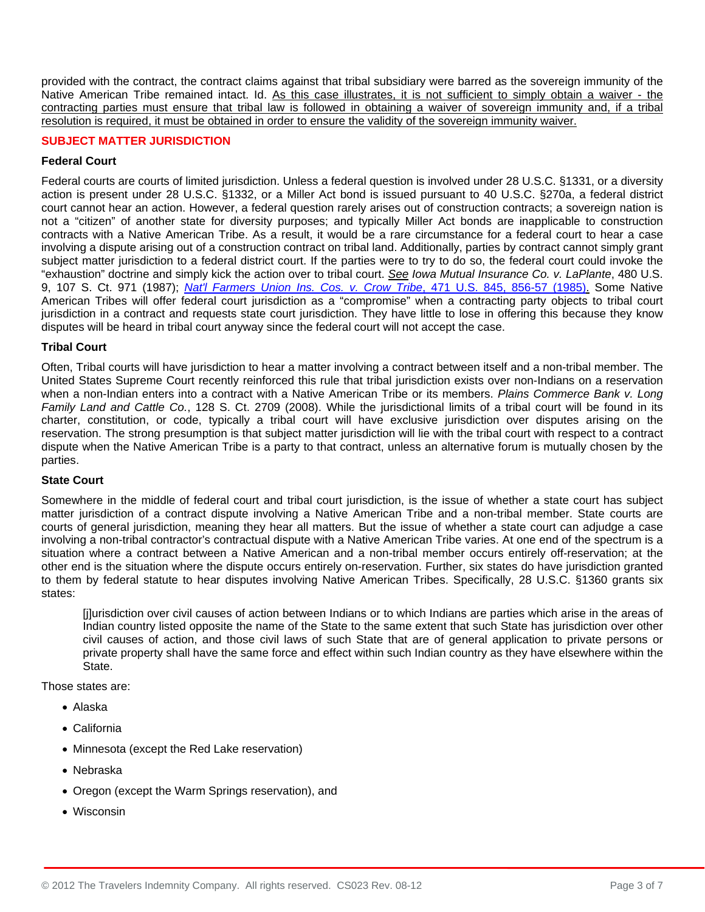provided with the contract, the contract claims against that tribal subsidiary were barred as the sovereign immunity of the Native American Tribe remained intact. Id. As this case illustrates, it is not sufficient to simply obtain a waiver - the contracting parties must ensure that tribal law is followed in obtaining a waiver of sovereign immunity and, if a tribal resolution is required, it must be obtained in order to ensure the validity of the sovereign immunity waiver.

## SUBJECT MATTER JURISDICTION

### Federal Court

Federal courts are courts of limited jurisdiction. Unless a federal question is involved under 28 U.S.C. §1331, or a diversity action is present under 28 U.S.C. §1332, or a Miller Act bond is issued pursuant to 40 U.S.C. §270a, a federal district court cannot hear an action. However, a federal question rarely arises out of construction contracts; a sovereign nation is not a "citizen" of another state for diversity purposes; and typically Miller Act bonds are inapplicable to construction contracts with a Native American Tribe. As a result, it would be a rare circumstance for a federal court to hear a case involving a dispute arising out of a construction contract on tribal land. Additionally, parties by contract cannot simply grant subject matter jurisdiction to a federal district court. If the parties were to try to do so, the federal court could invoke the "exhaustion" doctrine and simply kick the action over to tribal court. *See Iowa Mutual Insurance Co. v. LaPlante*, 480 U.S. 9, 107 S. Ct. 971 (1987); *Nat'l Farmers Union Ins. Cos. v. Crow Tribe*, 471 U.S. 845, 856-57 (1985). Some Native American Tribes will offer federal court jurisdiction as a "compromise" when a contracting party objects to tribal court jurisdiction in a contract and requests state court jurisdiction. They have little to lose in offering this because they know disputes will be heard in tribal court anyway since the federal court will not accept the case.

### Tribal Court

Often, Tribal courts will have jurisdiction to hear a matter involving a contract between itself and a non-tribal member. The United States Supreme Court recently reinforced this rule that tribal jurisdiction exists over non-Indians on a reservation when a non-Indian enters into a contract with a Native American Tribe or its members. *Plains Commerce Bank v. Long Family Land and Cattle Co.*, 128 S. Ct. 2709 (2008). While the jurisdictional limits of a tribal court will be found in its charter, constitution, or code, typically a tribal court will have exclusive jurisdiction over disputes arising on the reservation. The strong presumption is that subject matter jurisdiction will lie with the tribal court with respect to a contract dispute when the Native American Tribe is a party to that contract, unless an alternative forum is mutually chosen by the parties.

### State Court

Somewhere in the middle of federal court and tribal court jurisdiction, is the issue of whether a state court has subject matter jurisdiction of a contract dispute involving a Native American Tribe and a non-tribal member. State courts are courts of general jurisdiction, meaning they hear all matters. But the issue of whether a state court can adjudge a case involving a non-tribal contractor's contractual dispute with a Native American Tribe varies. At one end of the spectrum is a situation where a contract between a Native American and a non-tribal member occurs entirely off-reservation; at the other end is the situation where the dispute occurs entirely on-reservation. Further, six states do have jurisdiction granted to them by federal statute to hear disputes involving Native American Tribes. Specifically, 28 U.S.C. §1360 grants six states:

> [j]urisdiction over civil causes of action between Indians or to which Indians are parties which arise in the areas of Indian country listed opposite the name of the State to the same extent that such State has jurisdiction over other civil causes of action, and those civil laws of such State that are of general application to private persons or private property shall have the same force and effect within such Indian country as they have elsewhere within the State.

Those states are:

- Alaska
- California
- Minnesota (except the Red Lake reservation)
- Nebraska
- Oregon (except the Warm Springs reservation), and
- Wisconsin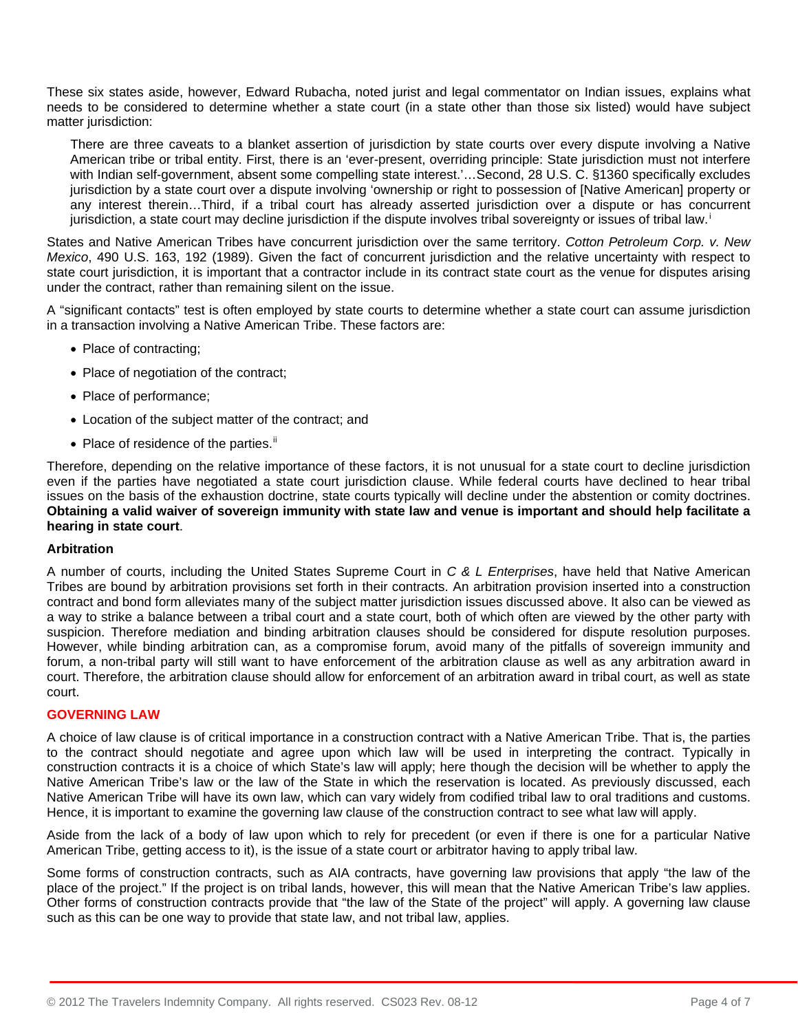These six states aside, however, Edward Rubacha, noted jurist and legal commentator on Indian issues, explains what needs to be considered to determine whether a state court (in a state other than those six listed) would have subject matter jurisdiction:

> There are three caveats to a blanket assertion of jurisdiction by state courts over every dispute involving a Native American tribe or tribal entity. First, there is an 'ever-present, overriding principle: State jurisdiction must not interfere with Indian self-government, absent some compelling state interest.'…Second, 28 U.S. C. §1360 specifically excludes jurisdiction by a state court over a dispute involving 'ownership or right to possession of [Native American] property or any interest therein…Third, if a tribal court has already asserted jurisdiction over a dispute or has concurrent jurisdiction, a state court may decline jurisdiction if the dispute involves tribal sovereignty or issues of tribal law.[i]

States and Native American Tribes have concurrent jurisdiction over the same territory. *Cotton Petroleum Corp. v. New Mexico*, 490 U.S. 163, 192 (1989). Given the fact of concurrent jurisdiction and the relative uncertainty with respect to state court jurisdiction, it is important that a contractor include in its contract state court as the venue for disputes arising under the contract, rather than remaining silent on the issue.

A "significant contacts" test is often employed by state courts to determine whether a state court can assume jurisdiction in a transaction involving a Native American Tribe. These factors are:

- Place of contracting;
- Place of negotiation of the contract;
- Place of performance;
- Location of the subject matter of the contract; and
- Place of residence of the parties.[ii]

Therefore, depending on the relative importance of these factors, it is not unusual for a state court to decline jurisdiction even if the parties have negotiated a state court jurisdiction clause. While federal courts have declined to hear tribal issues on the basis of the exhaustion doctrine, state courts typically will decline under the abstention or comity doctrines. **Obtaining a valid waiver of sovereign immunity with state law and venue is important and should help facilitate a hearing in state court**.

### Arbitration

A number of courts, including the United States Supreme Court in *C & L Enterprises*, have held that Native American Tribes are bound by arbitration provisions set forth in their contracts. An arbitration provision inserted into a construction contract and bond form alleviates many of the subject matter jurisdiction issues discussed above. It also can be viewed as a way to strike a balance between a tribal court and a state court, both of which often are viewed by the other party with suspicion. Therefore mediation and binding arbitration clauses should be considered for dispute resolution purposes. However, while binding arbitration can, as a compromise forum, avoid many of the pitfalls of sovereign immunity and forum, a non-tribal party will still want to have enforcement of the arbitration clause as well as any arbitration award in court. Therefore, the arbitration clause should allow for enforcement of an arbitration award in tribal court, as well as state court.

## GOVERNING LAW

A choice of law clause is of critical importance in a construction contract with a Native American Tribe. That is, the parties to the contract should negotiate and agree upon which law will be used in interpreting the contract. Typically in construction contracts it is a choice of which State's law will apply; here though the decision will be whether to apply the Native American Tribe's law or the law of the State in which the reservation is located. As previously discussed, each Native American Tribe will have its own law, which can vary widely from codified tribal law to oral traditions and customs. Hence, it is important to examine the governing law clause of the construction contract to see what law will apply.

Aside from the lack of a body of law upon which to rely for precedent (or even if there is one for a particular Native American Tribe, getting access to it), is the issue of a state court or arbitrator having to apply tribal law.

Some forms of construction contracts, such as AIA contracts, have governing law provisions that apply "the law of the place of the project." If the project is on tribal lands, however, this will mean that the Native American Tribe's law applies. Other forms of construction contracts provide that "the law of the State of the project" will apply. A governing law clause such as this can be one way to provide that state law, and not tribal law, applies.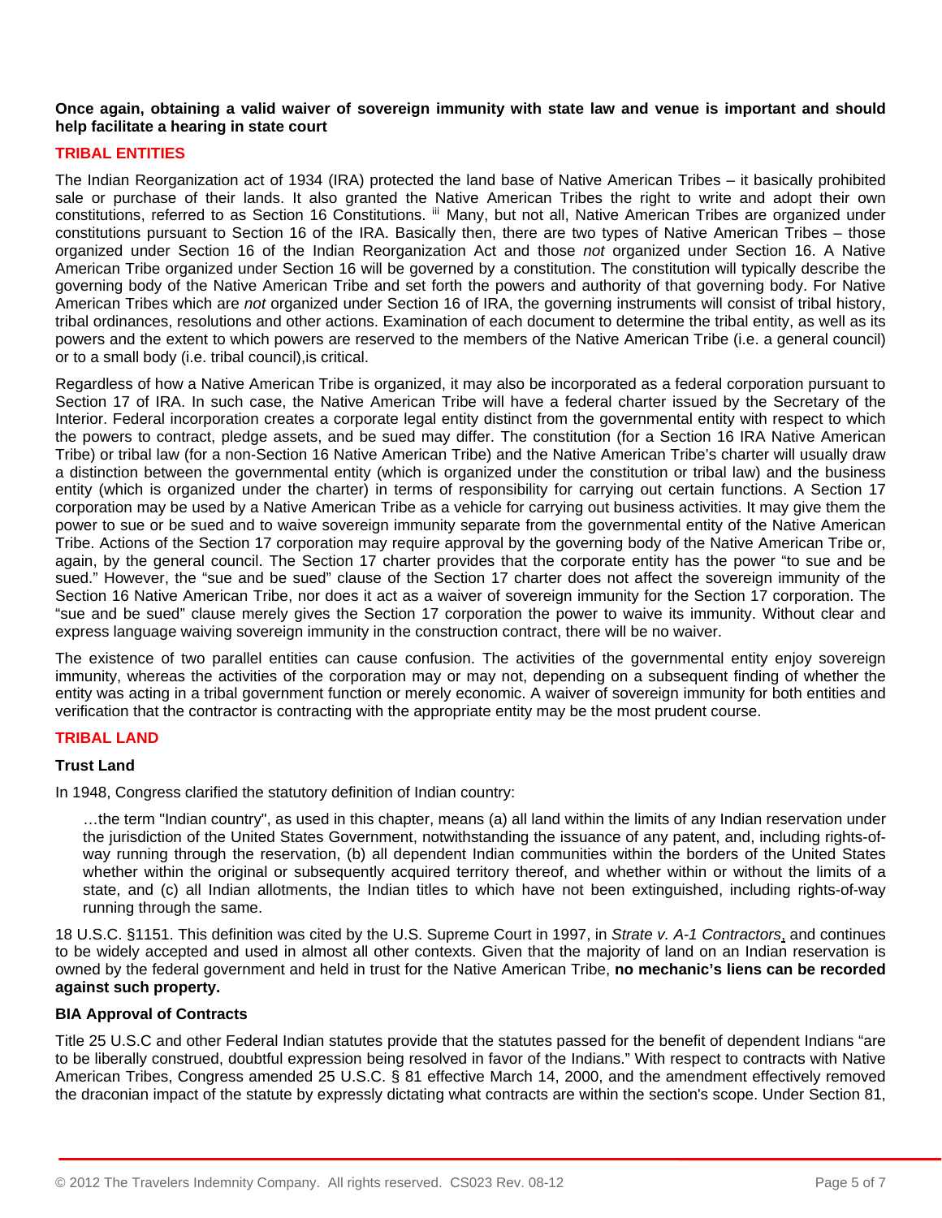**Once again, obtaining a valid waiver of sovereign immunity with state law and venue is important and should help facilitate a hearing in state court**

## TRIBAL ENTITIES

The Indian Reorganization act of 1934 (IRA) protected the land base of Native American Tribes – it basically prohibited sale or purchase of their lands. It also granted the Native American Tribes the right to write and adopt their own constitutions, referred to as Section 16 Constitutions. [iii] Many, but not all, Native American Tribes are organized under constitutions pursuant to Section 16 of the IRA. Basically then, there are two types of Native American Tribes – those organized under Section 16 of the Indian Reorganization Act and those *not* organized under Section 16. A Native American Tribe organized under Section 16 will be governed by a constitution. The constitution will typically describe the governing body of the Native American Tribe and set forth the powers and authority of that governing body. For Native American Tribes which are *not* organized under Section 16 of IRA, the governing instruments will consist of tribal history, tribal ordinances, resolutions and other actions. Examination of each document to determine the tribal entity, as well as its powers and the extent to which powers are reserved to the members of the Native American Tribe (i.e. a general council) or to a small body (i.e. tribal council),is critical.

Regardless of how a Native American Tribe is organized, it may also be incorporated as a federal corporation pursuant to Section 17 of IRA. In such case, the Native American Tribe will have a federal charter issued by the Secretary of the Interior. Federal incorporation creates a corporate legal entity distinct from the governmental entity with respect to which the powers to contract, pledge assets, and be sued may differ. The constitution (for a Section 16 IRA Native American Tribe) or tribal law (for a non-Section 16 Native American Tribe) and the Native American Tribe's charter will usually draw a distinction between the governmental entity (which is organized under the constitution or tribal law) and the business entity (which is organized under the charter) in terms of responsibility for carrying out certain functions. A Section 17 corporation may be used by a Native American Tribe as a vehicle for carrying out business activities. It may give them the power to sue or be sued and to waive sovereign immunity separate from the governmental entity of the Native American Tribe. Actions of the Section 17 corporation may require approval by the governing body of the Native American Tribe or, again, by the general council. The Section 17 charter provides that the corporate entity has the power "to sue and be sued." However, the "sue and be sued" clause of the Section 17 charter does not affect the sovereign immunity of the Section 16 Native American Tribe, nor does it act as a waiver of sovereign immunity for the Section 17 corporation. The "sue and be sued" clause merely gives the Section 17 corporation the power to waive its immunity. Without clear and express language waiving sovereign immunity in the construction contract, there will be no waiver.

The existence of two parallel entities can cause confusion. The activities of the governmental entity enjoy sovereign immunity, whereas the activities of the corporation may or may not, depending on a subsequent finding of whether the entity was acting in a tribal government function or merely economic. A waiver of sovereign immunity for both entities and verification that the contractor is contracting with the appropriate entity may be the most prudent course.

## TRIBAL LAND

### Trust Land

In 1948, Congress clarified the statutory definition of Indian country:

> …the term "Indian country", as used in this chapter, means (a) all land within the limits of any Indian reservation under the jurisdiction of the United States Government, notwithstanding the issuance of any patent, and, including rights-of-way running through the reservation, (b) all dependent Indian communities within the borders of the United States whether within the original or subsequently acquired territory thereof, and whether within or without the limits of a state, and (c) all Indian allotments, the Indian titles to which have not been extinguished, including rights-of-way running through the same.

18 U.S.C. §1151. This definition was cited by the U.S. Supreme Court in 1997, in *Strate v. A-1 Contractors*, and continues to be widely accepted and used in almost all other contexts. Given that the majority of land on an Indian reservation is owned by the federal government and held in trust for the Native American Tribe, **no mechanic's liens can be recorded against such property.**

### BIA Approval of Contracts

Title 25 U.S.C and other Federal Indian statutes provide that the statutes passed for the benefit of dependent Indians "are to be liberally construed, doubtful expression being resolved in favor of the Indians." With respect to contracts with Native American Tribes, Congress amended 25 U.S.C. § 81 effective March 14, 2000, and the amendment effectively removed the draconian impact of the statute by expressly dictating what contracts are within the section's scope. Under Section 81,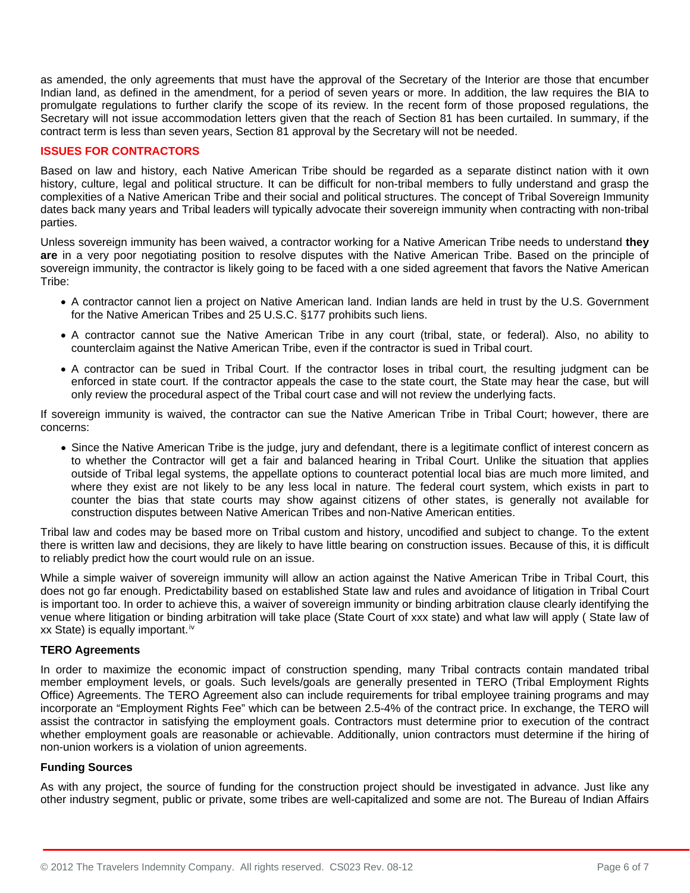as amended, the only agreements that must have the approval of the Secretary of the Interior are those that encumber Indian land, as defined in the amendment, for a period of seven years or more. In addition, the law requires the BIA to promulgate regulations to further clarify the scope of its review. In the recent form of those proposed regulations, the Secretary will not issue accommodation letters given that the reach of Section 81 has been curtailed. In summary, if the contract term is less than seven years, Section 81 approval by the Secretary will not be needed.

## ISSUES FOR CONTRACTORS

Based on law and history, each Native American Tribe should be regarded as a separate distinct nation with it own history, culture, legal and political structure. It can be difficult for non-tribal members to fully understand and grasp the complexities of a Native American Tribe and their social and political structures. The concept of Tribal Sovereign Immunity dates back many years and Tribal leaders will typically advocate their sovereign immunity when contracting with non-tribal parties.

Unless sovereign immunity has been waived, a contractor working for a Native American Tribe needs to understand **they are** in a very poor negotiating position to resolve disputes with the Native American Tribe. Based on the principle of sovereign immunity, the contractor is likely going to be faced with a one sided agreement that favors the Native American Tribe:

- A contractor cannot lien a project on Native American land. Indian lands are held in trust by the U.S. Government for the Native American Tribes and 25 U.S.C. §177 prohibits such liens.
- A contractor cannot sue the Native American Tribe in any court (tribal, state, or federal). Also, no ability to counterclaim against the Native American Tribe, even if the contractor is sued in Tribal court.
- A contractor can be sued in Tribal Court. If the contractor loses in tribal court, the resulting judgment can be enforced in state court. If the contractor appeals the case to the state court, the State may hear the case, but will only review the procedural aspect of the Tribal court case and will not review the underlying facts.

If sovereign immunity is waived, the contractor can sue the Native American Tribe in Tribal Court; however, there are concerns:

- Since the Native American Tribe is the judge, jury and defendant, there is a legitimate conflict of interest concern as to whether the Contractor will get a fair and balanced hearing in Tribal Court. Unlike the situation that applies outside of Tribal legal systems, the appellate options to counteract potential local bias are much more limited, and where they exist are not likely to be any less local in nature. The federal court system, which exists in part to counter the bias that state courts may show against citizens of other states, is generally not available for construction disputes between Native American Tribes and non-Native American entities.

Tribal law and codes may be based more on Tribal custom and history, uncodified and subject to change. To the extent there is written law and decisions, they are likely to have little bearing on construction issues. Because of this, it is difficult to reliably predict how the court would rule on an issue.

While a simple waiver of sovereign immunity will allow an action against the Native American Tribe in Tribal Court, this does not go far enough. Predictability based on established State law and rules and avoidance of litigation in Tribal Court is important too. In order to achieve this, a waiver of sovereign immunity or binding arbitration clause clearly identifying the venue where litigation or binding arbitration will take place (State Court of xxx state) and what law will apply ( State law of xx State) is equally important.[iv]

### TERO Agreements

In order to maximize the economic impact of construction spending, many Tribal contracts contain mandated tribal member employment levels, or goals. Such levels/goals are generally presented in TERO (Tribal Employment Rights Office) Agreements. The TERO Agreement also can include requirements for tribal employee training programs and may incorporate an "Employment Rights Fee" which can be between 2.5-4% of the contract price. In exchange, the TERO will assist the contractor in satisfying the employment goals. Contractors must determine prior to execution of the contract whether employment goals are reasonable or achievable. Additionally, union contractors must determine if the hiring of non-union workers is a violation of union agreements.

### Funding Sources

As with any project, the source of funding for the construction project should be investigated in advance. Just like any other industry segment, public or private, some tribes are well-capitalized and some are not. The Bureau of Indian Affairs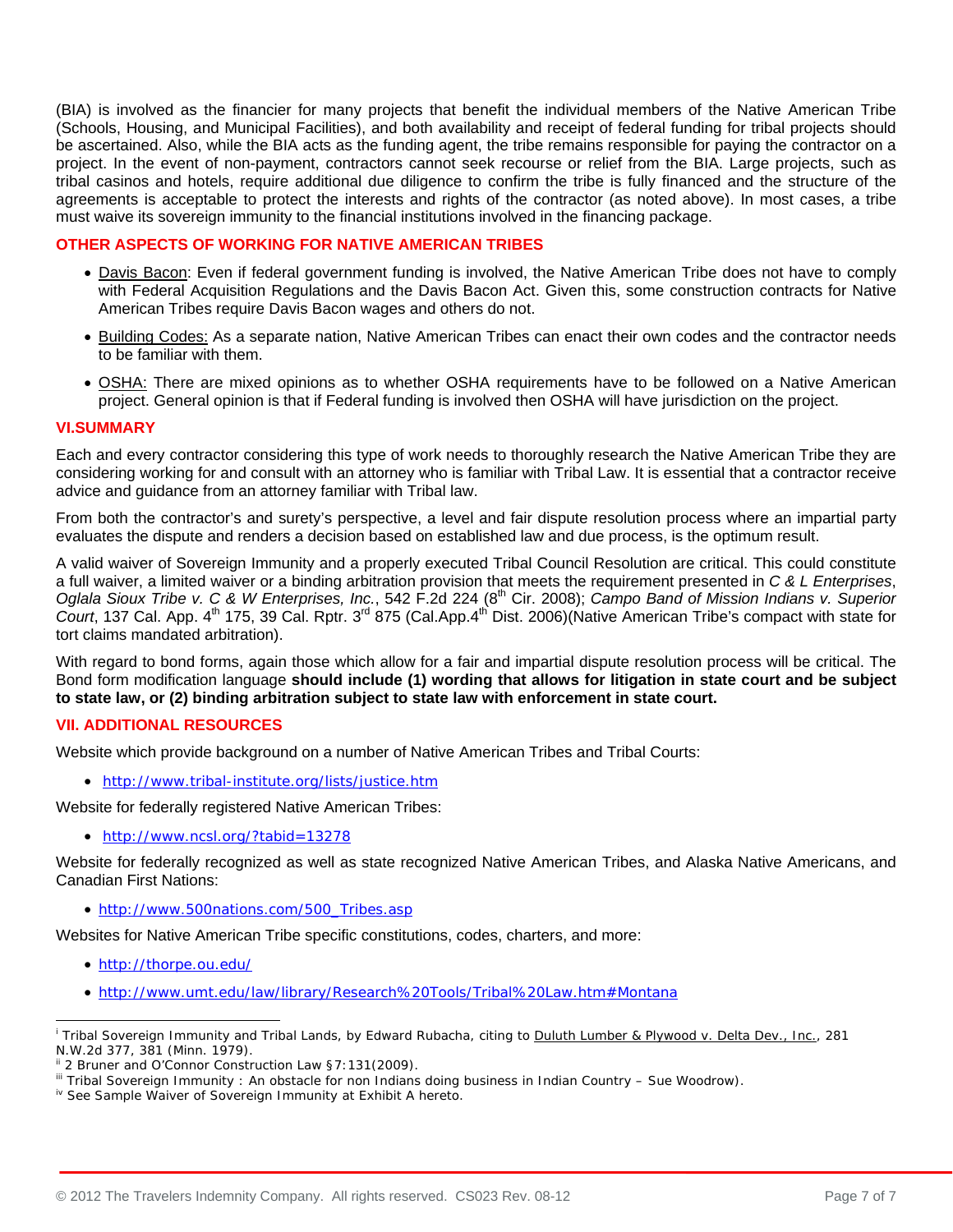(BIA) is involved as the financier for many projects that benefit the individual members of the Native American Tribe (Schools, Housing, and Municipal Facilities), and both availability and receipt of federal funding for tribal projects should be ascertained. Also, while the BIA acts as the funding agent, the tribe remains responsible for paying the contractor on a project. In the event of non-payment, contractors cannot seek recourse or relief from the BIA. Large projects, such as tribal casinos and hotels, require additional due diligence to confirm the tribe is fully financed and the structure of the agreements is acceptable to protect the interests and rights of the contractor (as noted above). In most cases, a tribe must waive its sovereign immunity to the financial institutions involved in the financing package.

## OTHER ASPECTS OF WORKING FOR NATIVE AMERICAN TRIBES

- Davis Bacon: Even if federal government funding is involved, the Native American Tribe does not have to comply with Federal Acquisition Regulations and the Davis Bacon Act. Given this, some construction contracts for Native American Tribes require Davis Bacon wages and others do not.
- Building Codes: As a separate nation, Native American Tribes can enact their own codes and the contractor needs to be familiar with them.
- OSHA: There are mixed opinions as to whether OSHA requirements have to be followed on a Native American project. General opinion is that if Federal funding is involved then OSHA will have jurisdiction on the project.

## VI.SUMMARY

Each and every contractor considering this type of work needs to thoroughly research the Native American Tribe they are considering working for and consult with an attorney who is familiar with Tribal Law. It is essential that a contractor receive advice and guidance from an attorney familiar with Tribal law.

From both the contractor's and surety's perspective, a level and fair dispute resolution process where an impartial party evaluates the dispute and renders a decision based on established law and due process, is the optimum result.

A valid waiver of Sovereign Immunity and a properly executed Tribal Council Resolution are critical. This could constitute a full waiver, a limited waiver or a binding arbitration provision that meets the requirement presented in *C & L Enterprises*, *Oglala Sioux Tribe v. C & W Enterprises, Inc.*, 542 F.2d 224 (8th Cir. 2008); *Campo Band of Mission Indians v. Superior Court*, 137 Cal. App. 4th 175, 39 Cal. Rptr. 3rd 875 (Cal.App.4th Dist. 2006)(Native American Tribe's compact with state for tort claims mandated arbitration).

With regard to bond forms, again those which allow for a fair and impartial dispute resolution process will be critical. The Bond form modification language **should include (1) wording that allows for litigation in state court and be subject to state law, or (2) binding arbitration subject to state law with enforcement in state court.**

## VII. ADDITIONAL RESOURCES

Website which provide background on a number of Native American Tribes and Tribal Courts:

- http://www.tribal-institute.org/lists/justice.htm

Website for federally registered Native American Tribes:

- http://www.ncsl.org/?tabid=13278

Website for federally recognized as well as state recognized Native American Tribes, and Alaska Native Americans, and Canadian First Nations:

- http://www.500nations.com/500_Tribes.asp

Websites for Native American Tribe specific constitutions, codes, charters, and more:

- http://thorpe.ou.edu/
- http://www.umt.edu/law/library/Research%20Tools/Tribal%20Law.htm#Montana

---

[i] Tribal Sovereign Immunity and Tribal Lands, by Edward Rubacha, citing to Duluth Lumber & Plywood v. Delta Dev., Inc., 281 N.W.2d 377, 381 (Minn. 1979).

[ii] 2 Bruner and O'Connor Construction Law §7:131(2009).

[iii] Tribal Sovereign Immunity : An obstacle for non Indians doing business in Indian Country – Sue Woodrow).

[iv] See Sample Waiver of Sovereign Immunity at Exhibit A hereto.

© 2012 The Travelers Indemnity Company. All rights reserved. CS023 Rev. 08-12